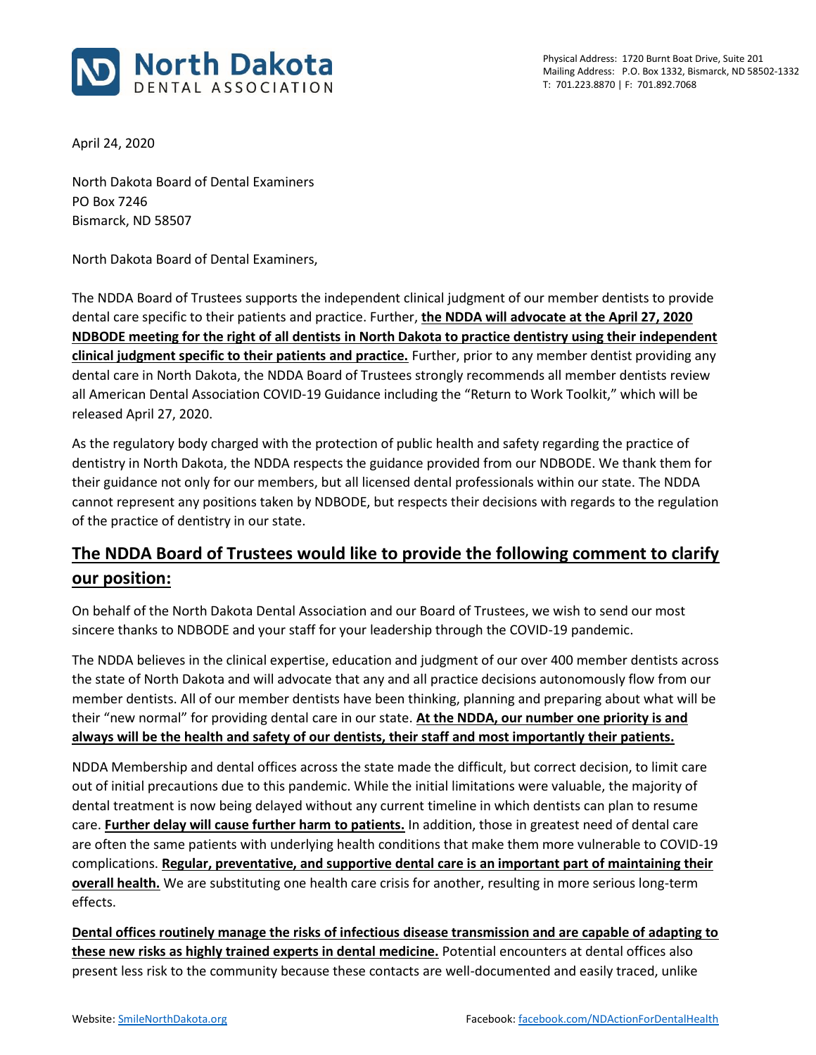# North Dakota DENTAL ASSOCIATION

Physical Address: 1720 Burnt Boat Drive, Suite 201
Mailing Address: P.O. Box 1332, Bismarck, ND 58502-1332
T: 701.223.8870 | F: 701.892.7068

April 24, 2020

North Dakota Board of Dental Examiners
PO Box 7246
Bismarck, ND 58507

North Dakota Board of Dental Examiners,

The NDDA Board of Trustees supports the independent clinical judgment of our member dentists to provide dental care specific to their patients and practice. Further, **the NDDA will advocate at the April 27, 2020 NDBODE meeting for the right of all dentists in North Dakota to practice dentistry using their independent clinical judgment specific to their patients and practice.** Further, prior to any member dentist providing any dental care in North Dakota, the NDDA Board of Trustees strongly recommends all member dentists review all American Dental Association COVID-19 Guidance including the "Return to Work Toolkit," which will be released April 27, 2020.

As the regulatory body charged with the protection of public health and safety regarding the practice of dentistry in North Dakota, the NDDA respects the guidance provided from our NDBODE. We thank them for their guidance not only for our members, but all licensed dental professionals within our state. The NDDA cannot represent any positions taken by NDBODE, but respects their decisions with regards to the regulation of the practice of dentistry in our state.

## The NDDA Board of Trustees would like to provide the following comment to clarify our position:

On behalf of the North Dakota Dental Association and our Board of Trustees, we wish to send our most sincere thanks to NDBODE and your staff for your leadership through the COVID-19 pandemic.

The NDDA believes in the clinical expertise, education and judgment of our over 400 member dentists across the state of North Dakota and will advocate that any and all practice decisions autonomously flow from our member dentists. All of our member dentists have been thinking, planning and preparing about what will be their "new normal" for providing dental care in our state. **At the NDDA, our number one priority is and always will be the health and safety of our dentists, their staff and most importantly their patients.**

NDDA Membership and dental offices across the state made the difficult, but correct decision, to limit care out of initial precautions due to this pandemic. While the initial limitations were valuable, the majority of dental treatment is now being delayed without any current timeline in which dentists can plan to resume care. **Further delay will cause further harm to patients.** In addition, those in greatest need of dental care are often the same patients with underlying health conditions that make them more vulnerable to COVID-19 complications. **Regular, preventative, and supportive dental care is an important part of maintaining their overall health.** We are substituting one health care crisis for another, resulting in more serious long-term effects.

**Dental offices routinely manage the risks of infectious disease transmission and are capable of adapting to these new risks as highly trained experts in dental medicine.** Potential encounters at dental offices also present less risk to the community because these contacts are well-documented and easily traced, unlike

Website: SmileNorthDakota.org Facebook: facebook.com/NDActionForDentalHealth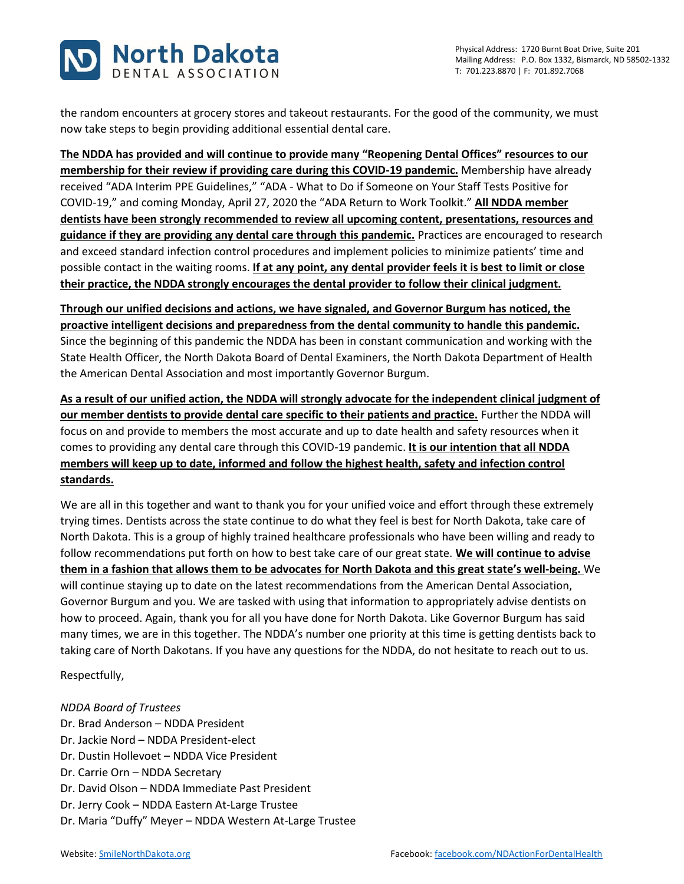the random encounters at grocery stores and takeout restaurants. For the good of the community, we must now take steps to begin providing additional essential dental care.

**The NDDA has provided and will continue to provide many "Reopening Dental Offices" resources to our membership for their review if providing care during this COVID-19 pandemic.** Membership have already received "ADA Interim PPE Guidelines," "ADA - What to Do if Someone on Your Staff Tests Positive for COVID-19," and coming Monday, April 27, 2020 the "ADA Return to Work Toolkit." **All NDDA member dentists have been strongly recommended to review all upcoming content, presentations, resources and guidance if they are providing any dental care through this pandemic.** Practices are encouraged to research and exceed standard infection control procedures and implement policies to minimize patients' time and possible contact in the waiting rooms. **If at any point, any dental provider feels it is best to limit or close their practice, the NDDA strongly encourages the dental provider to follow their clinical judgment.**

**Through our unified decisions and actions, we have signaled, and Governor Burgum has noticed, the proactive intelligent decisions and preparedness from the dental community to handle this pandemic.** Since the beginning of this pandemic the NDDA has been in constant communication and working with the State Health Officer, the North Dakota Board of Dental Examiners, the North Dakota Department of Health the American Dental Association and most importantly Governor Burgum.

**As a result of our unified action, the NDDA will strongly advocate for the independent clinical judgment of our member dentists to provide dental care specific to their patients and practice.** Further the NDDA will focus on and provide to members the most accurate and up to date health and safety resources when it comes to providing any dental care through this COVID-19 pandemic. **It is our intention that all NDDA members will keep up to date, informed and follow the highest health, safety and infection control standards.**

We are all in this together and want to thank you for your unified voice and effort through these extremely trying times. Dentists across the state continue to do what they feel is best for North Dakota, take care of North Dakota. This is a group of highly trained healthcare professionals who have been willing and ready to follow recommendations put forth on how to best take care of our great state. **We will continue to advise them in a fashion that allows them to be advocates for North Dakota and this great state's well-being.** We will continue staying up to date on the latest recommendations from the American Dental Association, Governor Burgum and you. We are tasked with using that information to appropriately advise dentists on how to proceed. Again, thank you for all you have done for North Dakota. Like Governor Burgum has said many times, we are in this together. The NDDA's number one priority at this time is getting dentists back to taking care of North Dakotans. If you have any questions for the NDDA, do not hesitate to reach out to us.

Respectfully,

*NDDA Board of Trustees*
Dr. Brad Anderson – NDDA President
Dr. Jackie Nord – NDDA President-elect
Dr. Dustin Hollevoet – NDDA Vice President
Dr. Carrie Orn – NDDA Secretary
Dr. David Olson – NDDA Immediate Past President
Dr. Jerry Cook – NDDA Eastern At-Large Trustee
Dr. Maria "Duffy" Meyer – NDDA Western At-Large Trustee